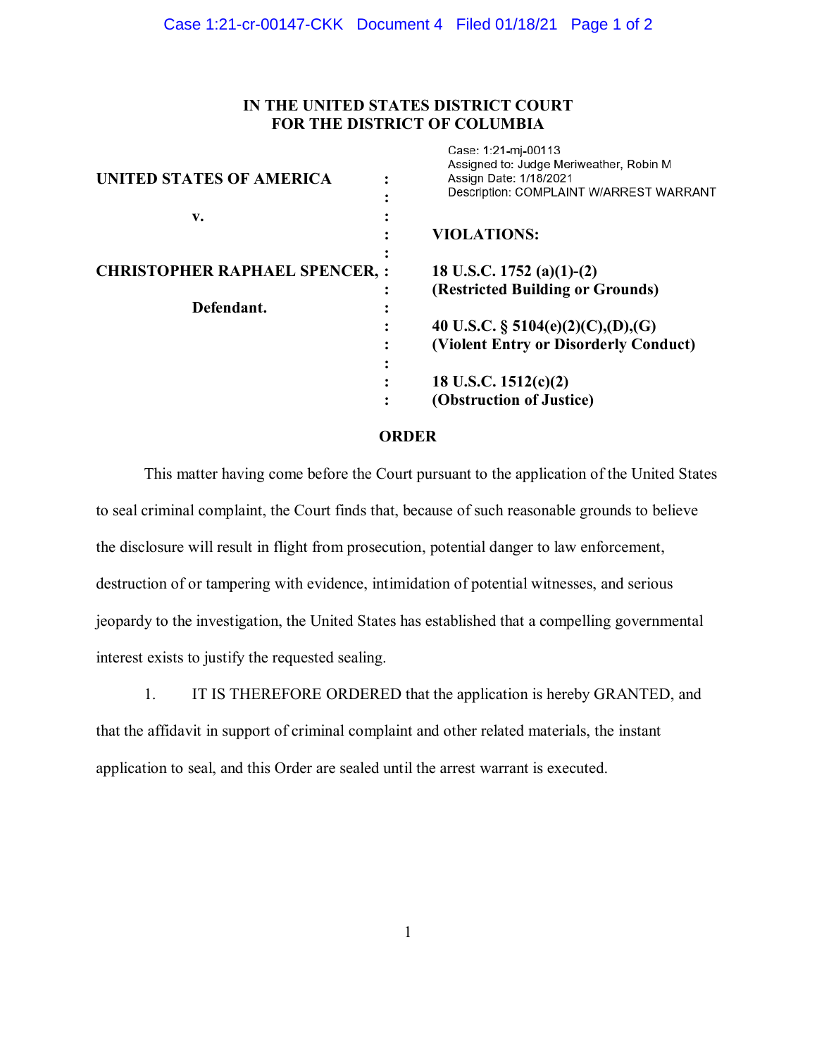# IN THE UNITED STATES DISTRICT COURT FOR THE DISTRICT OF COLUMBIA

Case: 1:21-mj-00113
Assigned to: Judge Meriweather, Robin M
Assign Date: 1/18/2021
Description: COMPLAINT W/ARREST WARRANT

**UNITED STATES OF AMERICA**

**v.**

**CHRISTOPHER RAPHAEL SPENCER,**

**Defendant.**

**VIOLATIONS:**

**18 U.S.C. 1752 (a)(1)-(2)**
**(Restricted Building or Grounds)**

**40 U.S.C. § 5104(e)(2)(C),(D),(G)**
**(Violent Entry or Disorderly Conduct)**

**18 U.S.C. 1512(c)(2)**
**(Obstruction of Justice)**

## ORDER

This matter having come before the Court pursuant to the application of the United States to seal criminal complaint, the Court finds that, because of such reasonable grounds to believe the disclosure will result in flight from prosecution, potential danger to law enforcement, destruction of or tampering with evidence, intimidation of potential witnesses, and serious jeopardy to the investigation, the United States has established that a compelling governmental interest exists to justify the requested sealing.

1. IT IS THEREFORE ORDERED that the application is hereby GRANTED, and that the affidavit in support of criminal complaint and other related materials, the instant application to seal, and this Order are sealed until the arrest warrant is executed.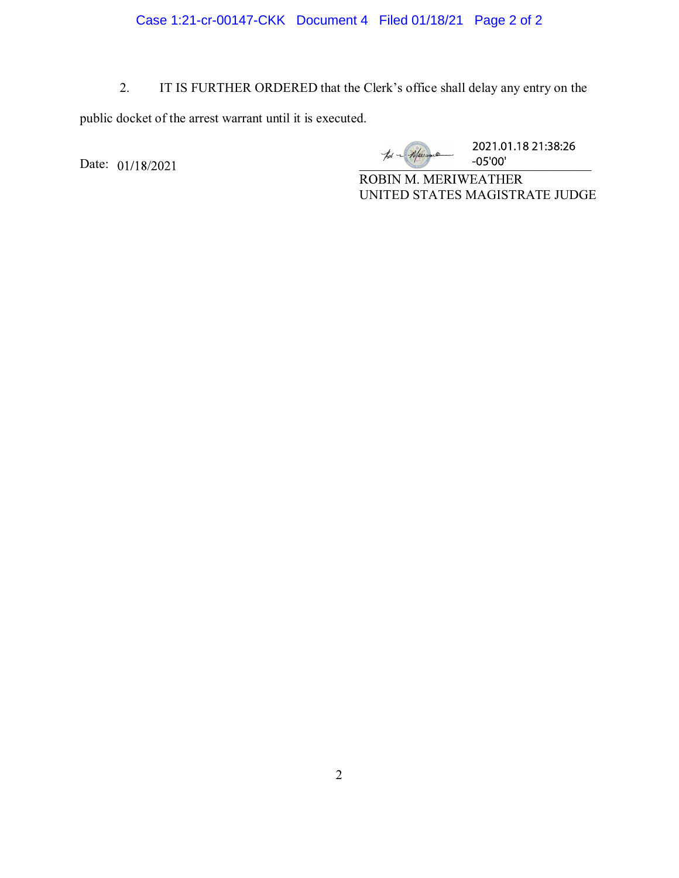2. IT IS FURTHER ORDERED that the Clerk's office shall delay any entry on the public docket of the arrest warrant until it is executed.

Date: 01/18/2021

2021.01.18 21:38:26 -05'00'

ROBIN M. MERIWEATHER
UNITED STATES MAGISTRATE JUDGE